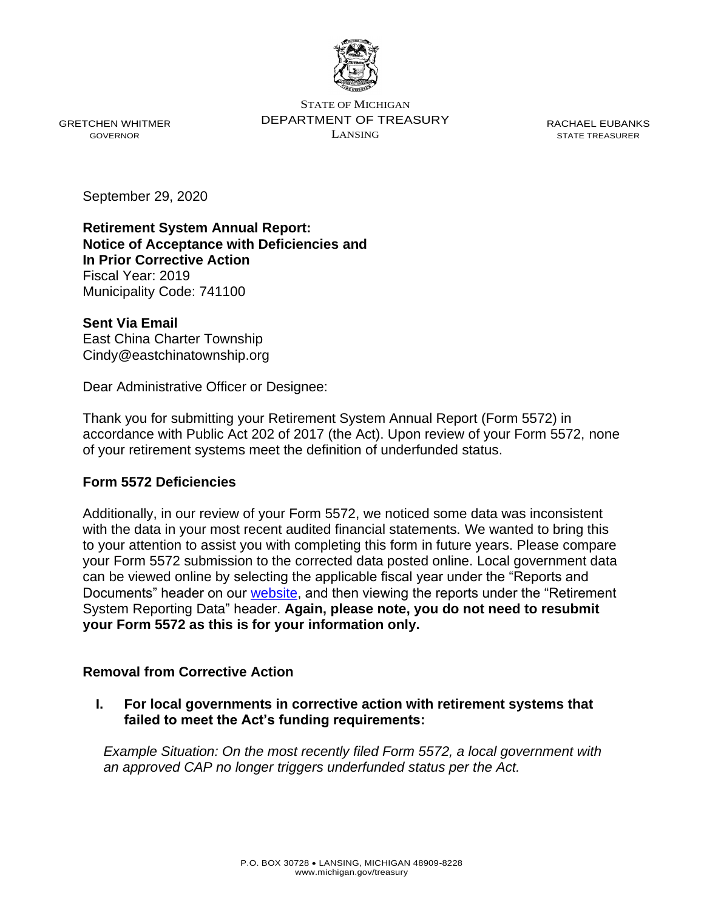STATE OF MICHIGAN
DEPARTMENT OF TREASURY
LANSING

GRETCHEN WHITMER
GOVERNOR

RACHAEL EUBANKS
STATE TREASURER

September 29, 2020

**Retirement System Annual Report:**
**Notice of Acceptance with Deficiencies and**
**In Prior Corrective Action**
Fiscal Year: 2019
Municipality Code: 741100

**Sent Via Email**
East China Charter Township
Cindy@eastchinatownship.org

Dear Administrative Officer or Designee:

Thank you for submitting your Retirement System Annual Report (Form 5572) in accordance with Public Act 202 of 2017 (the Act). Upon review of your Form 5572, none of your retirement systems meet the definition of underfunded status.

## Form 5572 Deficiencies

Additionally, in our review of your Form 5572, we noticed some data was inconsistent with the data in your most recent audited financial statements. We wanted to bring this to your attention to assist you with completing this form in future years. Please compare your Form 5572 submission to the corrected data posted online. Local government data can be viewed online by selecting the applicable fiscal year under the "Reports and Documents" header on our website, and then viewing the reports under the "Retirement System Reporting Data" header. **Again, please note, you do not need to resubmit your Form 5572 as this is for your information only.**

## Removal from Corrective Action

### I. For local governments in corrective action with retirement systems that failed to meet the Act's funding requirements:

*Example Situation: On the most recently filed Form 5572, a local government with an approved CAP no longer triggers underfunded status per the Act.*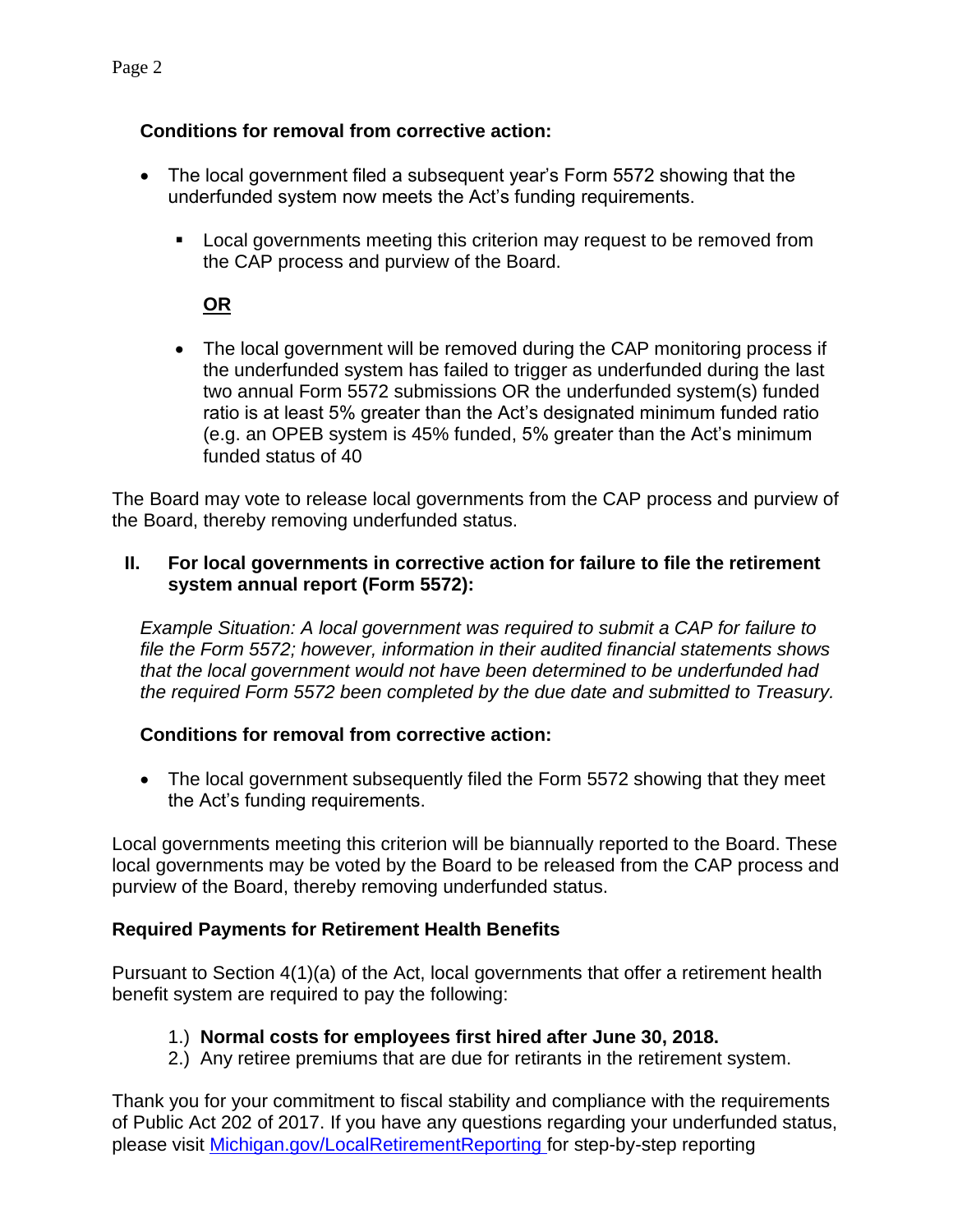**Conditions for removal from corrective action:**

- The local government filed a subsequent year's Form 5572 showing that the underfunded system now meets the Act's funding requirements.
  - Local governments meeting this criterion may request to be removed from the CAP process and purview of the Board.

    **OR**

  - The local government will be removed during the CAP monitoring process if the underfunded system has failed to trigger as underfunded during the last two annual Form 5572 submissions OR the underfunded system(s) funded ratio is at least 5% greater than the Act's designated minimum funded ratio (e.g. an OPEB system is 45% funded, 5% greater than the Act's minimum funded status of 40

The Board may vote to release local governments from the CAP process and purview of the Board, thereby removing underfunded status.

**II. For local governments in corrective action for failure to file the retirement system annual report (Form 5572):**

*Example Situation: A local government was required to submit a CAP for failure to file the Form 5572; however, information in their audited financial statements shows that the local government would not have been determined to be underfunded had the required Form 5572 been completed by the due date and submitted to Treasury.*

**Conditions for removal from corrective action:**

- The local government subsequently filed the Form 5572 showing that they meet the Act's funding requirements.

Local governments meeting this criterion will be biannually reported to the Board. These local governments may be voted by the Board to be released from the CAP process and purview of the Board, thereby removing underfunded status.

**Required Payments for Retirement Health Benefits**

Pursuant to Section 4(1)(a) of the Act, local governments that offer a retirement health benefit system are required to pay the following:

1.) **Normal costs for employees first hired after June 30, 2018.**
2.) Any retiree premiums that are due for retirants in the retirement system.

Thank you for your commitment to fiscal stability and compliance with the requirements of Public Act 202 of 2017. If you have any questions regarding your underfunded status, please visit [Michigan.gov/LocalRetirementReporting](Michigan.gov/LocalRetirementReporting) for step-by-step reporting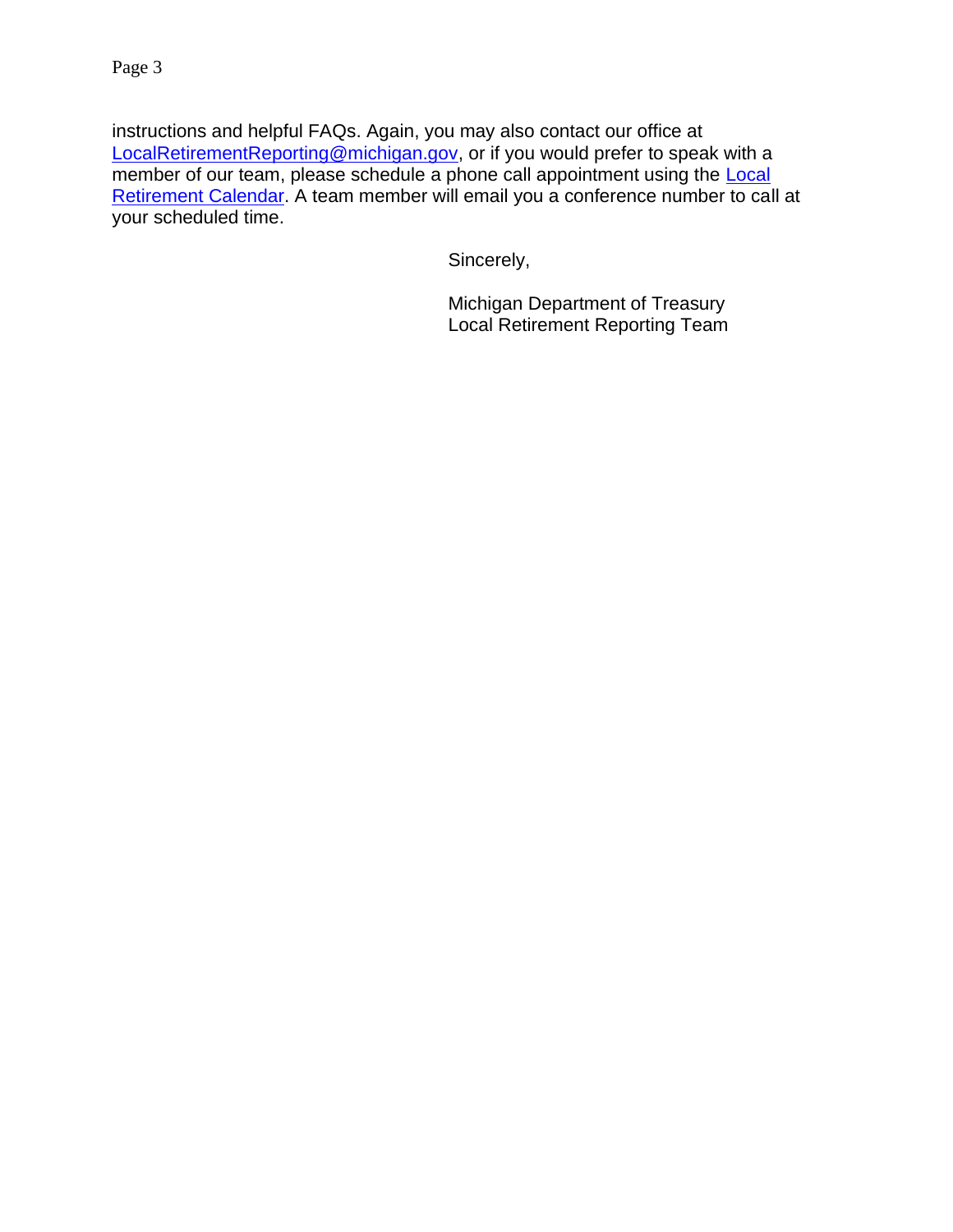instructions and helpful FAQs. Again, you may also contact our office at LocalRetirementReporting@michigan.gov, or if you would prefer to speak with a member of our team, please schedule a phone call appointment using the Local Retirement Calendar. A team member will email you a conference number to call at your scheduled time.

Sincerely,

Michigan Department of Treasury
Local Retirement Reporting Team